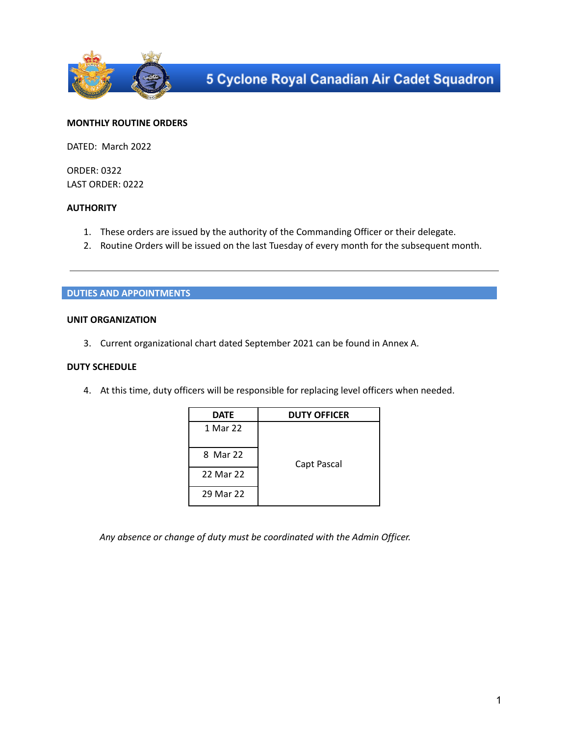# 5 Cyclone Royal Canadian Air Cadet Squadron

**MONTHLY ROUTINE ORDERS**

DATED: March 2022

ORDER: 0322
LAST ORDER: 0222

**AUTHORITY**

1. These orders are issued by the authority of the Commanding Officer or their delegate.
2. Routine Orders will be issued on the last Tuesday of every month for the subsequent month.

---

## DUTIES AND APPOINTMENTS

**UNIT ORGANIZATION**

3. Current organizational chart dated September 2021 can be found in Annex A.

**DUTY SCHEDULE**

4. At this time, duty officers will be responsible for replacing level officers when needed.

| DATE | DUTY OFFICER |
|---|---|
| 1 Mar 22 | Capt Pascal |
| 8 Mar 22 | |
| 22 Mar 22 | |
| 29 Mar 22 | |

*Any absence or change of duty must be coordinated with the Admin Officer.*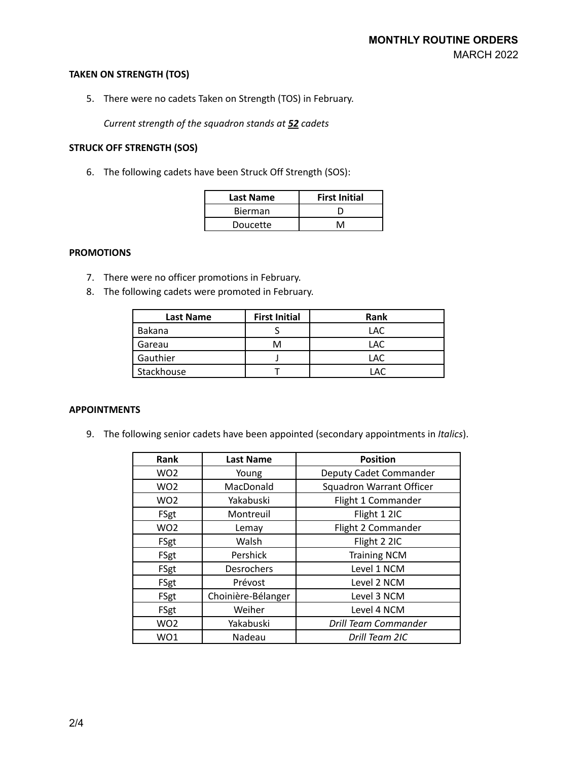### TAKEN ON STRENGTH (TOS)

5. There were no cadets Taken on Strength (TOS) in February.

   *Current strength of the squadron stands at **52** cadets*

### STRUCK OFF STRENGTH (SOS)

6. The following cadets have been Struck Off Strength (SOS):

| Last Name | First Initial |
|---|---|
| Bierman | D |
| Doucette | M |

### PROMOTIONS

7. There were no officer promotions in February.
8. The following cadets were promoted in February.

| Last Name | First Initial | Rank |
|---|---|---|
| Bakana | S | LAC |
| Gareau | M | LAC |
| Gauthier | J | LAC |
| Stackhouse | T | LAC |

### APPOINTMENTS

9. The following senior cadets have been appointed (secondary appointments in *Italics*).

| Rank | Last Name | Position |
|---|---|---|
| WO2 | Young | Deputy Cadet Commander |
| WO2 | MacDonald | Squadron Warrant Officer |
| WO2 | Yakabuski | Flight 1 Commander |
| FSgt | Montreuil | Flight 1 2IC |
| WO2 | Lemay | Flight 2 Commander |
| FSgt | Walsh | Flight 2 2IC |
| FSgt | Pershick | Training NCM |
| FSgt | Desrochers | Level 1 NCM |
| FSgt | Prévost | Level 2 NCM |
| FSgt | Choinière-Bélanger | Level 3 NCM |
| FSgt | Weiher | Level 4 NCM |
| WO2 | Yakabuski | *Drill Team Commander* |
| WO1 | Nadeau | *Drill Team 2IC* |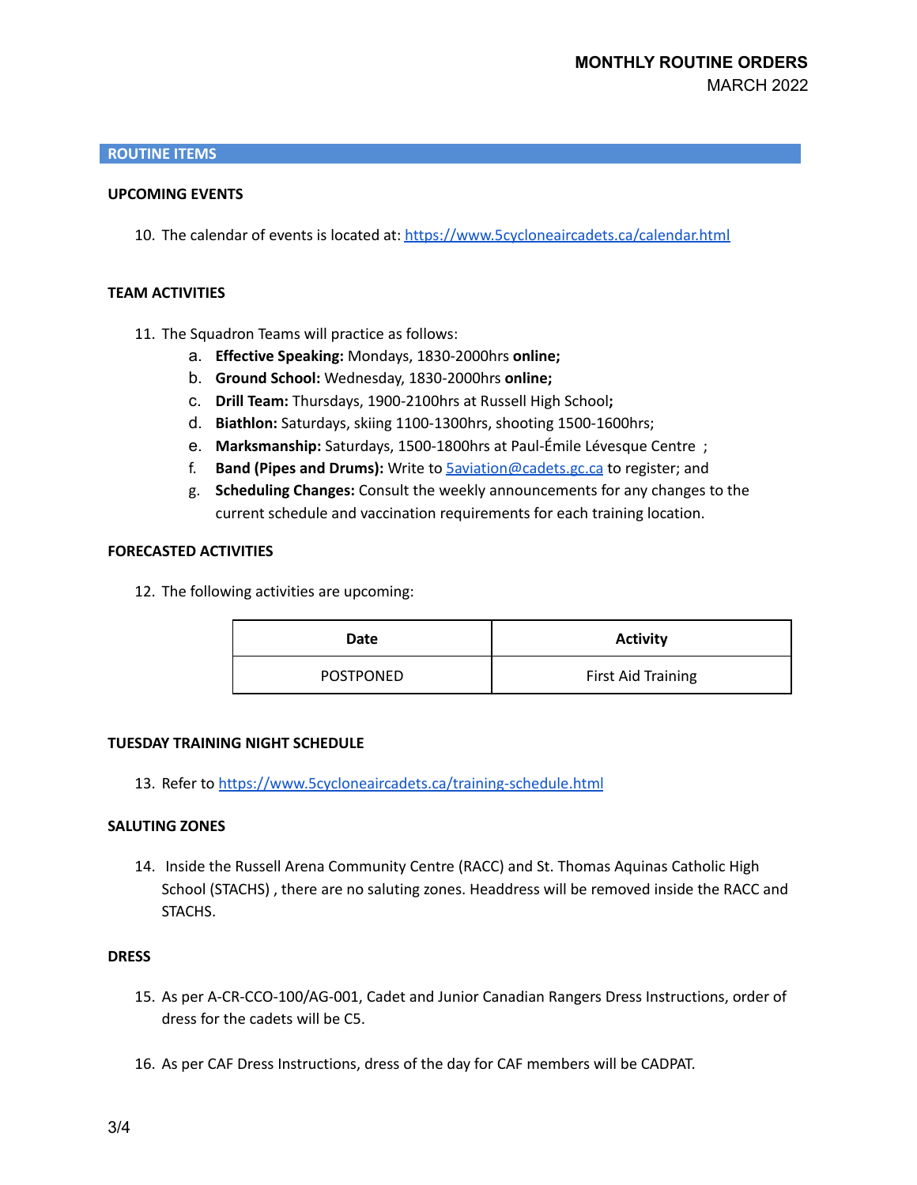## ROUTINE ITEMS

### UPCOMING EVENTS

10. The calendar of events is located at: https://www.5cycloneaircadets.ca/calendar.html

### TEAM ACTIVITIES

11. The Squadron Teams will practice as follows:
    a. **Effective Speaking:** Mondays, 1830-2000hrs **online;**
    b. **Ground School:** Wednesday, 1830-2000hrs **online;**
    c. **Drill Team:** Thursdays, 1900-2100hrs at Russell High School**;**
    d. **Biathlon:** Saturdays, skiing 1100-1300hrs, shooting 1500-1600hrs;
    e. **Marksmanship:** Saturdays, 1500-1800hrs at Paul-Émile Lévesque Centre ;
    f. **Band (Pipes and Drums):** Write to 5aviation@cadets.gc.ca to register; and
    g. **Scheduling Changes:** Consult the weekly announcements for any changes to the current schedule and vaccination requirements for each training location.

### FORECASTED ACTIVITIES

12. The following activities are upcoming:

| Date | Activity |
|---|---|
| POSTPONED | First Aid Training |

### TUESDAY TRAINING NIGHT SCHEDULE

13. Refer to https://www.5cycloneaircadets.ca/training-schedule.html

### SALUTING ZONES

14. Inside the Russell Arena Community Centre (RACC) and St. Thomas Aquinas Catholic High School (STACHS) , there are no saluting zones. Headdress will be removed inside the RACC and STACHS.

### DRESS

15. As per A-CR-CCO-100/AG-001, Cadet and Junior Canadian Rangers Dress Instructions, order of dress for the cadets will be C5.

16. As per CAF Dress Instructions, dress of the day for CAF members will be CADPAT.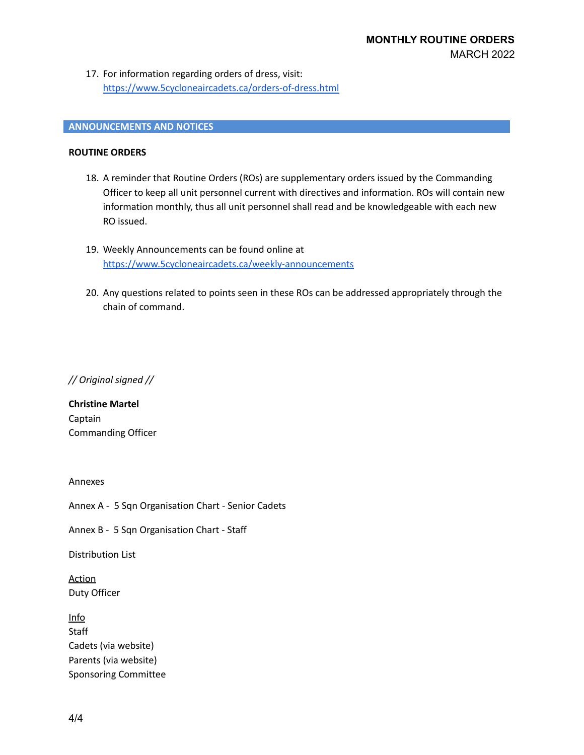17. For information regarding orders of dress, visit: https://www.5cycloneaircadets.ca/orders-of-dress.html

## ANNOUNCEMENTS AND NOTICES

**ROUTINE ORDERS**

18. A reminder that Routine Orders (ROs) are supplementary orders issued by the Commanding Officer to keep all unit personnel current with directives and information. ROs will contain new information monthly, thus all unit personnel shall read and be knowledgeable with each new RO issued.

19. Weekly Announcements can be found online at https://www.5cycloneaircadets.ca/weekly-announcements

20. Any questions related to points seen in these ROs can be addressed appropriately through the chain of command.

*// Original signed //*

**Christine Martel**
Captain
Commanding Officer

Annexes

Annex A - 5 Sqn Organisation Chart - Senior Cadets

Annex B - 5 Sqn Organisation Chart - Staff

Distribution List

Action
Duty Officer

Info
Staff
Cadets (via website)
Parents (via website)
Sponsoring Committee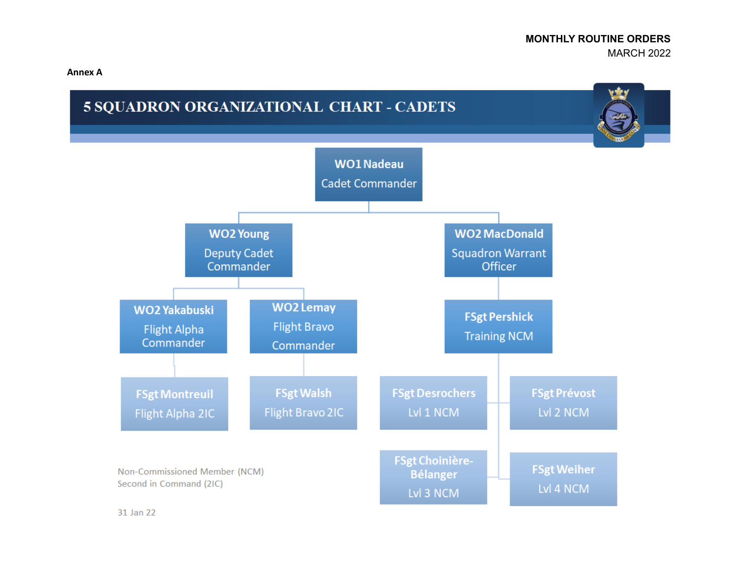**MONTHLY ROUTINE ORDERS**
MARCH 2022

**Annex A**

# 5 SQUADRON ORGANIZATIONAL CHART - CADETS

- **WO1 Nadeau** – Cadet Commander
  - **WO2 Young** – Deputy Cadet Commander
    - **WO2 Yakabuski** – Flight Alpha Commander
      - **FSgt Montreuil** – Flight Alpha 2IC
    - **WO2 Lemay** – Flight Bravo Commander
      - **FSgt Walsh** – Flight Bravo 2IC
  - **WO2 MacDonald** – Squadron Warrant Officer
    - **FSgt Pershick** – Training NCM
      - **FSgt Desrochers** – Lvl 1 NCM
      - **FSgt Prévost** – Lvl 2 NCM
      - **FSgt Choinière-Bélanger** – Lvl 3 NCM
      - **FSgt Weiher** – Lvl 4 NCM

Non-Commissioned Member (NCM)
Second in Command (2IC)

31 Jan 22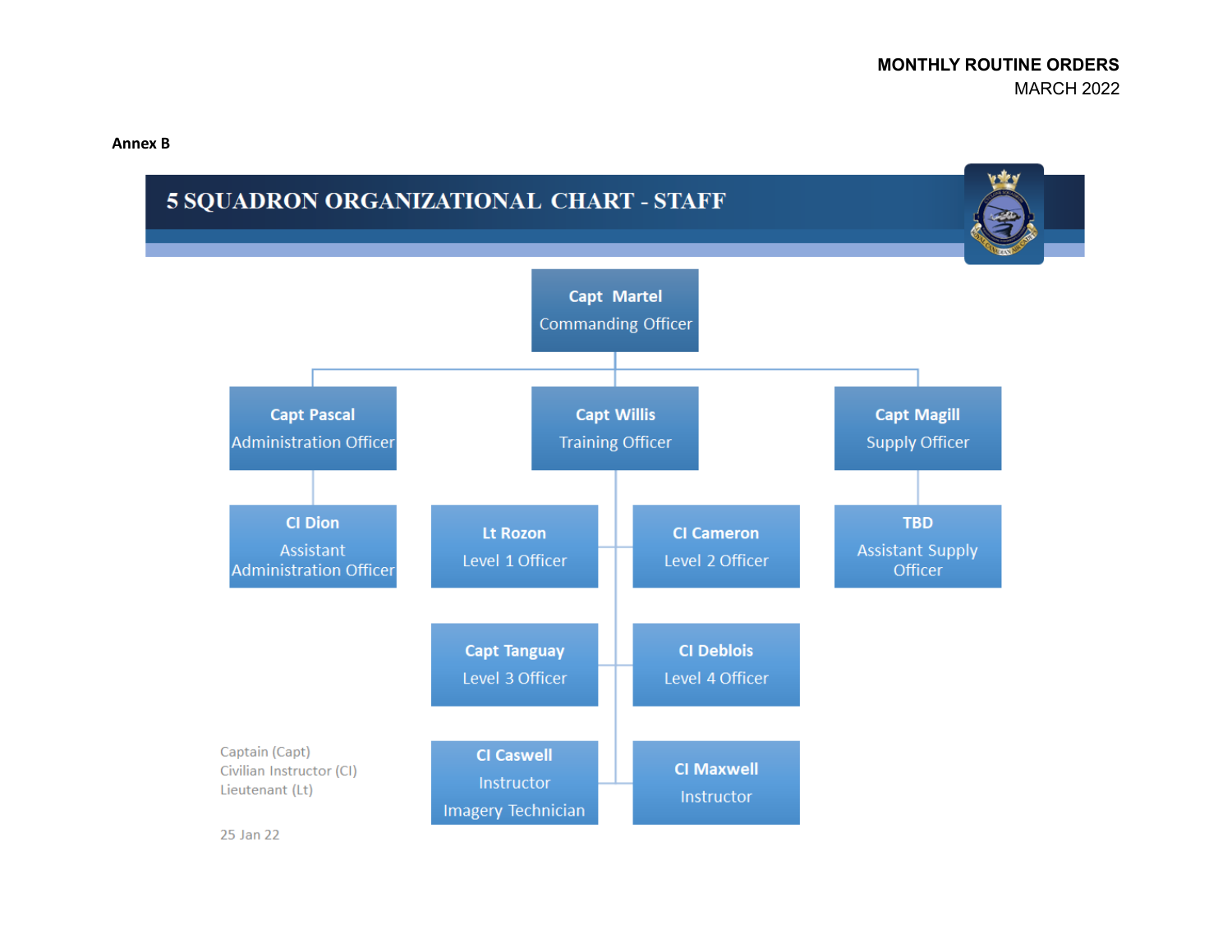Annex B

# 5 SQUADRON ORGANIZATIONAL CHART - STAFF

**Capt Martel**
Commanding Officer

**Capt Pascal**
Administration Officer

**Capt Willis**
Training Officer

**Capt Magill**
Supply Officer

**CI Dion**
Assistant Administration Officer

**Lt Rozon**
Level 1 Officer

**CI Cameron**
Level 2 Officer

**TBD**
Assistant Supply Officer

**Capt Tanguay**
Level 3 Officer

**CI Deblois**
Level 4 Officer

**CI Caswell**
Instructor
Imagery Technician

**CI Maxwell**
Instructor

Captain (Capt)
Civilian Instructor (CI)
Lieutenant (Lt)

25 Jan 22